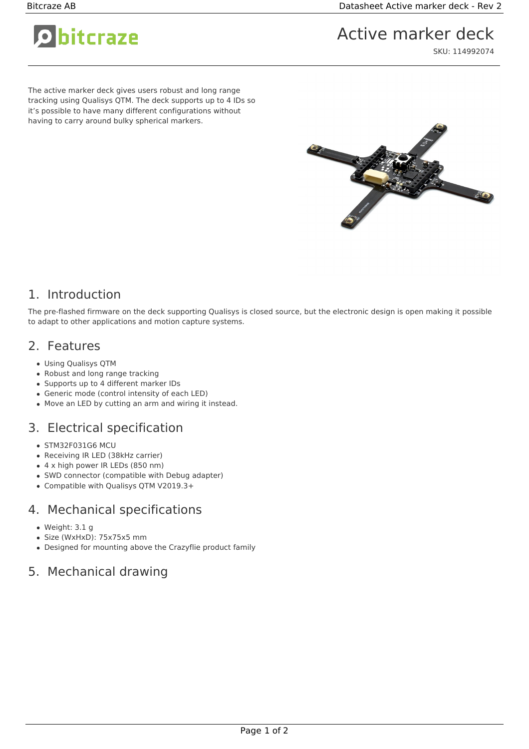# Active marker deck

SKU: 114992074

The active marker deck gives users robust and long range tracking using Qualisys QTM. The deck supports up to 4 IDs so it's possible to have many different configurations without having to carry around bulky spherical markers.

## 1. Introduction

The pre-flashed firmware on the deck supporting Qualisys is closed source, but the electronic design is open making it possible to adapt to other applications and motion capture systems.

## 2. Features

- Using Qualisys QTM
- Robust and long range tracking
- Supports up to 4 different marker IDs
- Generic mode (control intensity of each LED)
- Move an LED by cutting an arm and wiring it instead.

## 3. Electrical specification

- STM32F031G6 MCU
- Receiving IR LED (38kHz carrier)
- 4 x high power IR LEDs (850 nm)
- SWD connector (compatible with Debug adapter)
- Compatible with Qualisys QTM V2019.3+

## 4. Mechanical specifications

- Weight: 3.1 g
- Size (WxHxD): 75x75x5 mm
- Designed for mounting above the Crazyflie product family

## 5. Mechanical drawing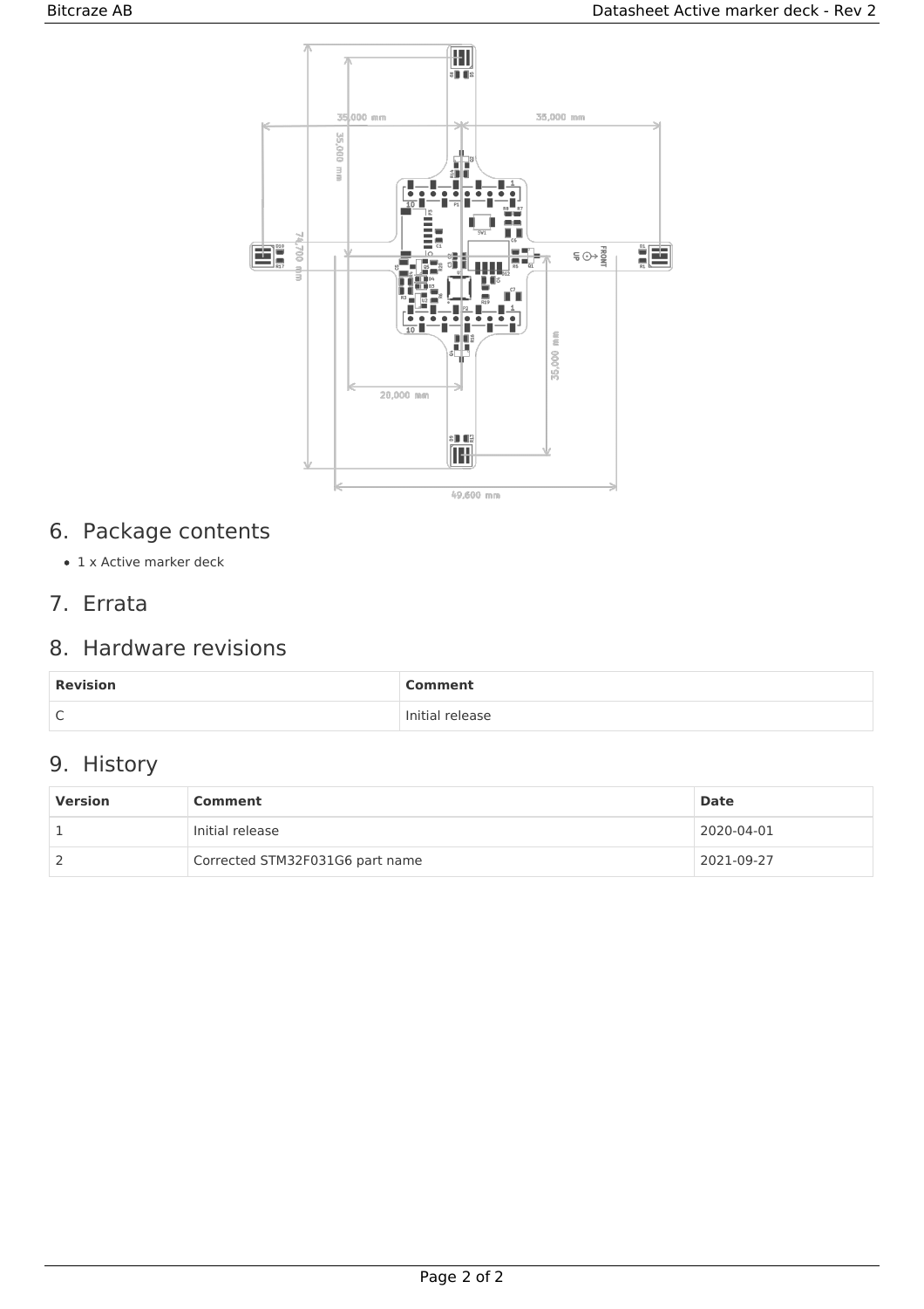35,000 mm
35,000 mm
35,000 mm
74,700 mm
20,000 mm
35,000 mm
49,600 mm
FRONT
UP

## 6. Package contents

- 1 x Active marker deck

## 7. Errata

## 8. Hardware revisions

| Revision | Comment |
|---|---|
| C | Initial release |

## 9. History

| Version | Comment | Date |
|---|---|---|
| 1 | Initial release | 2020-04-01 |
| 2 | Corrected STM32F031G6 part name | 2021-09-27 |